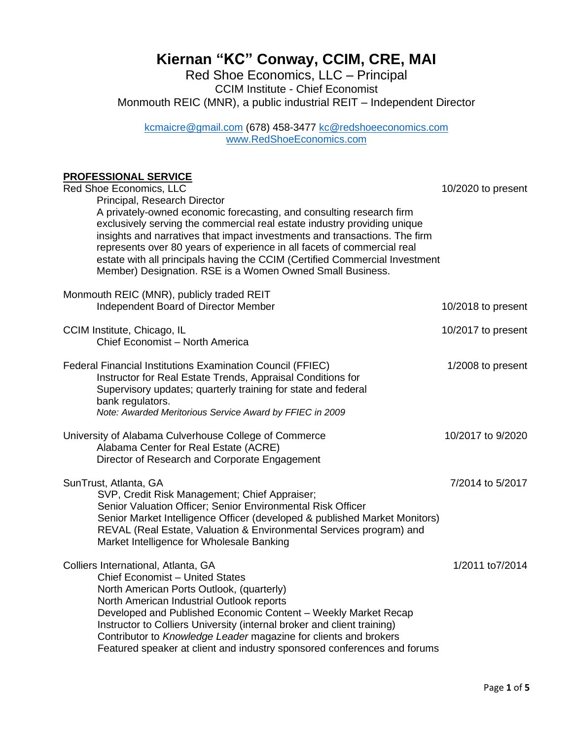# Kiernan "KC" Conway, CCIM, CRE, MAI

Red Shoe Economics, LLC – Principal
CCIM Institute - Chief Economist
Monmouth REIC (MNR), a public industrial REIT – Independent Director

kcmaicre@gmail.com (678) 458-3477 kc@redshoeeconomics.com
www.RedShoeEconomics.com

## PROFESSIONAL SERVICE

**Red Shoe Economics, LLC** — 10/2020 to present

Principal, Research Director

A privately-owned economic forecasting, and consulting research firm exclusively serving the commercial real estate industry providing unique insights and narratives that impact investments and transactions. The firm represents over 80 years of experience in all facets of commercial real estate with all principals having the CCIM (Certified Commercial Investment Member) Designation. RSE is a Women Owned Small Business.

**Monmouth REIC (MNR), publicly traded REIT** — 10/2018 to present

Independent Board of Director Member

**CCIM Institute, Chicago, IL** — 10/2017 to present

Chief Economist – North America

**Federal Financial Institutions Examination Council (FFIEC)** — 1/2008 to present

Instructor for Real Estate Trends, Appraisal Conditions for Supervisory updates; quarterly training for state and federal bank regulators.

*Note: Awarded Meritorious Service Award by FFIEC in 2009*

**University of Alabama Culverhouse College of Commerce** — 10/2017 to 9/2020

Alabama Center for Real Estate (ACRE)
Director of Research and Corporate Engagement

**SunTrust, Atlanta, GA** — 7/2014 to 5/2017

SVP, Credit Risk Management; Chief Appraiser;
Senior Valuation Officer; Senior Environmental Risk Officer
Senior Market Intelligence Officer (developed & published Market Monitors)
REVAL (Real Estate, Valuation & Environmental Services program) and Market Intelligence for Wholesale Banking

**Colliers International, Atlanta, GA** — 1/2011 to7/2014

Chief Economist – United States
North American Ports Outlook, (quarterly)
North American Industrial Outlook reports
Developed and Published Economic Content – Weekly Market Recap
Instructor to Colliers University (internal broker and client training)
Contributor to *Knowledge Leader* magazine for clients and brokers
Featured speaker at client and industry sponsored conferences and forums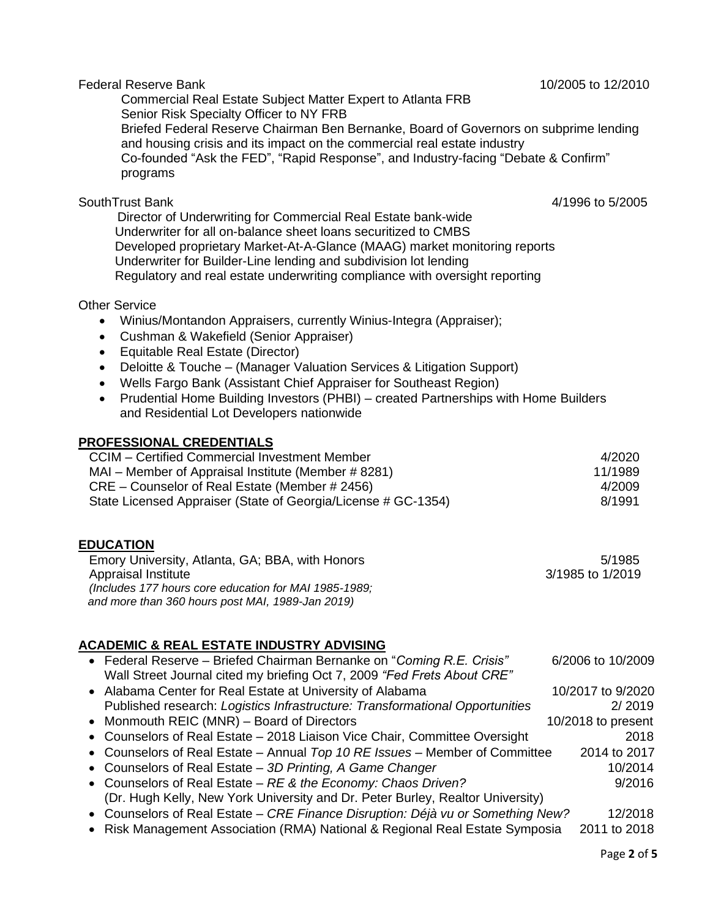Federal Reserve Bank 10/2005 to 12/2010

Commercial Real Estate Subject Matter Expert to Atlanta FRB
Senior Risk Specialty Officer to NY FRB
Briefed Federal Reserve Chairman Ben Bernanke, Board of Governors on subprime lending and housing crisis and its impact on the commercial real estate industry
Co-founded "Ask the FED", "Rapid Response", and Industry-facing "Debate & Confirm" programs

SouthTrust Bank 4/1996 to 5/2005

Director of Underwriting for Commercial Real Estate bank-wide
Underwriter for all on-balance sheet loans securitized to CMBS
Developed proprietary Market-At-A-Glance (MAAG) market monitoring reports
Underwriter for Builder-Line lending and subdivision lot lending
Regulatory and real estate underwriting compliance with oversight reporting

Other Service

- Winius/Montandon Appraisers, currently Winius-Integra (Appraiser);
- Cushman & Wakefield (Senior Appraiser)
- Equitable Real Estate (Director)
- Deloitte & Touche – (Manager Valuation Services & Litigation Support)
- Wells Fargo Bank (Assistant Chief Appraiser for Southeast Region)
- Prudential Home Building Investors (PHBI) – created Partnerships with Home Builders and Residential Lot Developers nationwide

## PROFESSIONAL CREDENTIALS

| | |
|---|---|
| CCIM – Certified Commercial Investment Member | 4/2020 |
| MAI – Member of Appraisal Institute (Member # 8281) | 11/1989 |
| CRE – Counselor of Real Estate (Member # 2456) | 4/2009 |
| State Licensed Appraiser (State of Georgia/License # GC-1354) | 8/1991 |

## EDUCATION

Emory University, Atlanta, GA; BBA, with Honors 5/1985

Appraisal Institute 3/1985 to 1/2019
*(Includes 177 hours core education for MAI 1985-1989; and more than 360 hours post MAI, 1989-Jan 2019)*

## ACADEMIC & REAL ESTATE INDUSTRY ADVISING

- Federal Reserve – Briefed Chairman Bernanke on "*Coming R.E. Crisis"* 6/2006 to 10/2009
  Wall Street Journal cited my briefing Oct 7, 2009 *"Fed Frets About CRE"*
- Alabama Center for Real Estate at University of Alabama 10/2017 to 9/2020
  Published research: *Logistics Infrastructure: Transformational Opportunities* 2/ 2019
- Monmouth REIC (MNR) – Board of Directors 10/2018 to present
- Counselors of Real Estate – 2018 Liaison Vice Chair, Committee Oversight 2018
- Counselors of Real Estate – Annual *Top 10 RE Issues* – Member of Committee 2014 to 2017
- Counselors of Real Estate – *3D Printing, A Game Changer* 10/2014
- Counselors of Real Estate – *RE & the Economy: Chaos Driven?* 9/2016
  (Dr. Hugh Kelly, New York University and Dr. Peter Burley, Realtor University)
- Counselors of Real Estate – *CRE Finance Disruption: Déjà vu or Something New?* 12/2018
- Risk Management Association (RMA) National & Regional Real Estate Symposia 2011 to 2018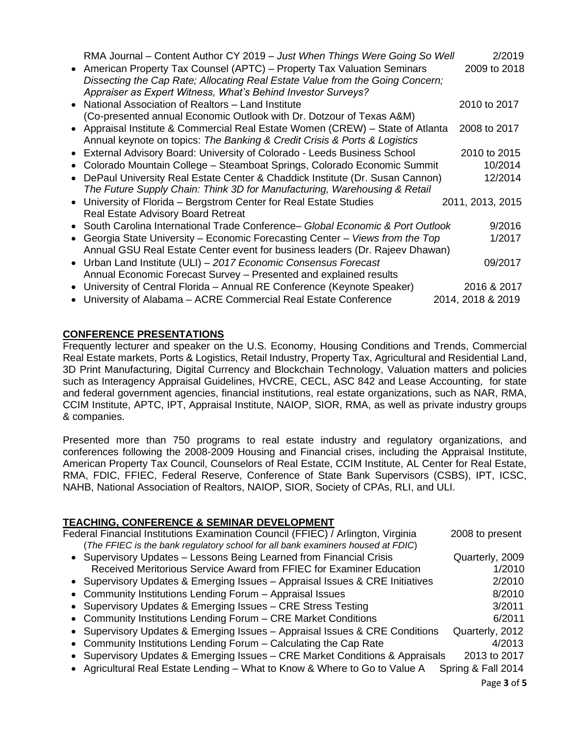RMA Journal – Content Author CY 2019 – *Just When Things Were Going So Well* 2/2019

- American Property Tax Counsel (APTC) – Property Tax Valuation Seminars 2009 to 2018
  *Dissecting the Cap Rate; Allocating Real Estate Value from the Going Concern; Appraiser as Expert Witness, What's Behind Investor Surveys?*
- National Association of Realtors – Land Institute 2010 to 2017
  (Co-presented annual Economic Outlook with Dr. Dotzour of Texas A&M)
- Appraisal Institute & Commercial Real Estate Women (CREW) – State of Atlanta 2008 to 2017
  Annual keynote on topics: *The Banking & Credit Crisis & Ports & Logistics*
- External Advisory Board: University of Colorado - Leeds Business School 2010 to 2015
- Colorado Mountain College – Steamboat Springs, Colorado Economic Summit 10/2014
- DePaul University Real Estate Center & Chaddick Institute (Dr. Susan Cannon) 12/2014
  *The Future Supply Chain: Think 3D for Manufacturing, Warehousing & Retail*
- University of Florida – Bergstrom Center for Real Estate Studies 2011, 2013, 2015
  Real Estate Advisory Board Retreat
- South Carolina International Trade Conference– *Global Economic & Port Outlook* 9/2016
- Georgia State University – Economic Forecasting Center – *Views from the Top* 1/2017
  Annual GSU Real Estate Center event for business leaders (Dr. Rajeev Dhawan)
- Urban Land Institute (ULI) – *2017 Economic Consensus Forecast* 09/2017
  Annual Economic Forecast Survey – Presented and explained results
- University of Central Florida – Annual RE Conference (Keynote Speaker) 2016 & 2017
- University of Alabama – ACRE Commercial Real Estate Conference 2014, 2018 & 2019

## CONFERENCE PRESENTATIONS

Frequently lecturer and speaker on the U.S. Economy, Housing Conditions and Trends, Commercial Real Estate markets, Ports & Logistics, Retail Industry, Property Tax, Agricultural and Residential Land, 3D Print Manufacturing, Digital Currency and Blockchain Technology, Valuation matters and policies such as Interagency Appraisal Guidelines, HVCRE, CECL, ASC 842 and Lease Accounting, for state and federal government agencies, financial institutions, real estate organizations, such as NAR, RMA, CCIM Institute, APTC, IPT, Appraisal Institute, NAIOP, SIOR, RMA, as well as private industry groups & companies.

Presented more than 750 programs to real estate industry and regulatory organizations, and conferences following the 2008-2009 Housing and Financial crises, including the Appraisal Institute, American Property Tax Council, Counselors of Real Estate, CCIM Institute, AL Center for Real Estate, RMA, FDIC, FFIEC, Federal Reserve, Conference of State Bank Supervisors (CSBS), IPT, ICSC, NAHB, National Association of Realtors, NAIOP, SIOR, Society of CPAs, RLI, and ULI.

## TEACHING, CONFERENCE & SEMINAR DEVELOPMENT

Federal Financial Institutions Examination Council (FFIEC) / Arlington, Virginia 2008 to present
(*The FFIEC is the bank regulatory school for all bank examiners housed at FDIC*)

- Supervisory Updates – Lessons Being Learned from Financial Crisis Quarterly, 2009
  Received Meritorious Service Award from FFIEC for Examiner Education 1/2010
- Supervisory Updates & Emerging Issues – Appraisal Issues & CRE Initiatives 2/2010
- Community Institutions Lending Forum – Appraisal Issues 8/2010
- Supervisory Updates & Emerging Issues – CRE Stress Testing 3/2011
- Community Institutions Lending Forum – CRE Market Conditions 6/2011
- Supervisory Updates & Emerging Issues – Appraisal Issues & CRE Conditions Quarterly, 2012
- Community Institutions Lending Forum – Calculating the Cap Rate 4/2013
- Supervisory Updates & Emerging Issues – CRE Market Conditions & Appraisals 2013 to 2017
- Agricultural Real Estate Lending – What to Know & Where to Go to Value A Spring & Fall 2014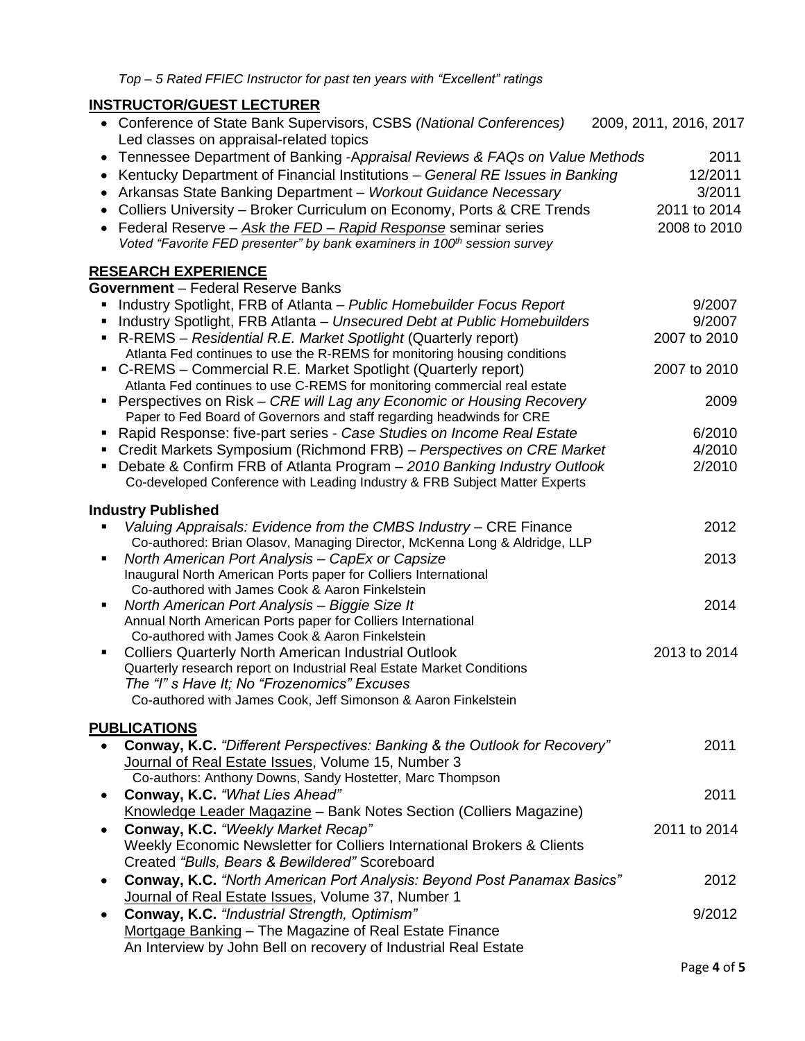*Top – 5 Rated FFIEC Instructor for past ten years with "Excellent" ratings*

## INSTRUCTOR/GUEST LECTURER

- Conference of State Bank Supervisors, CSBS *(National Conferences)* — 2009, 2011, 2016, 2017
  Led classes on appraisal-related topics
- Tennessee Department of Banking -*Appraisal Reviews & FAQs on Value Methods* — 2011
- Kentucky Department of Financial Institutions – *General RE Issues in Banking* — 12/2011
- Arkansas State Banking Department – *Workout Guidance Necessary* — 3/2011
- Colliers University – Broker Curriculum on Economy, Ports & CRE Trends — 2011 to 2014
- Federal Reserve – *Ask the FED – Rapid Response* seminar series — 2008 to 2010
  *Voted "Favorite FED presenter" by bank examiners in 100th session survey*

## RESEARCH EXPERIENCE

**Government** – Federal Reserve Banks

- Industry Spotlight, FRB of Atlanta – *Public Homebuilder Focus Report* — 9/2007
- Industry Spotlight, FRB Atlanta – *Unsecured Debt at Public Homebuilders* — 9/2007
- R-REMS – *Residential R.E. Market Spotlight* (Quarterly report) — 2007 to 2010
  Atlanta Fed continues to use the R-REMS for monitoring housing conditions
- C-REMS – Commercial R.E. Market Spotlight (Quarterly report) — 2007 to 2010
  Atlanta Fed continues to use C-REMS for monitoring commercial real estate
- Perspectives on Risk – *CRE will Lag any Economic or Housing Recovery* — 2009
  Paper to Fed Board of Governors and staff regarding headwinds for CRE
- Rapid Response: five-part series - *Case Studies on Income Real Estate* — 6/2010
- Credit Markets Symposium (Richmond FRB) – *Perspectives on CRE Market* — 4/2010
- Debate & Confirm FRB of Atlanta Program – *2010 Banking Industry Outlook* — 2/2010
  Co-developed Conference with Leading Industry & FRB Subject Matter Experts

**Industry Published**

- *Valuing Appraisals: Evidence from the CMBS Industry* – CRE Finance — 2012
  Co-authored: Brian Olasov, Managing Director, McKenna Long & Aldridge, LLP
- *North American Port Analysis – CapEx or Capsize* — 2013
  Inaugural North American Ports paper for Colliers International
  Co-authored with James Cook & Aaron Finkelstein
- *North American Port Analysis – Biggie Size It* — 2014
  Annual North American Ports paper for Colliers International
  Co-authored with James Cook & Aaron Finkelstein
- Colliers Quarterly North American Industrial Outlook — 2013 to 2014
  Quarterly research report on Industrial Real Estate Market Conditions
  *The "I" s Have It; No "Frozenomics" Excuses*
  Co-authored with James Cook, Jeff Simonson & Aaron Finkelstein

## PUBLICATIONS

- **Conway, K.C.** *"Different Perspectives: Banking & the Outlook for Recovery"* — 2011
  Journal of Real Estate Issues, Volume 15, Number 3
  Co-authors: Anthony Downs, Sandy Hostetter, Marc Thompson
- **Conway, K.C.** *"What Lies Ahead"* — 2011
  Knowledge Leader Magazine – Bank Notes Section (Colliers Magazine)
- **Conway, K.C.** *"Weekly Market Recap"* — 2011 to 2014
  Weekly Economic Newsletter for Colliers International Brokers & Clients
  Created *"Bulls, Bears & Bewildered"* Scoreboard
- **Conway, K.C.** *"North American Port Analysis: Beyond Post Panamax Basics"* — 2012
  Journal of Real Estate Issues, Volume 37, Number 1
- **Conway, K.C.** *"Industrial Strength, Optimism"* — 9/2012
  Mortgage Banking – The Magazine of Real Estate Finance
  An Interview by John Bell on recovery of Industrial Real Estate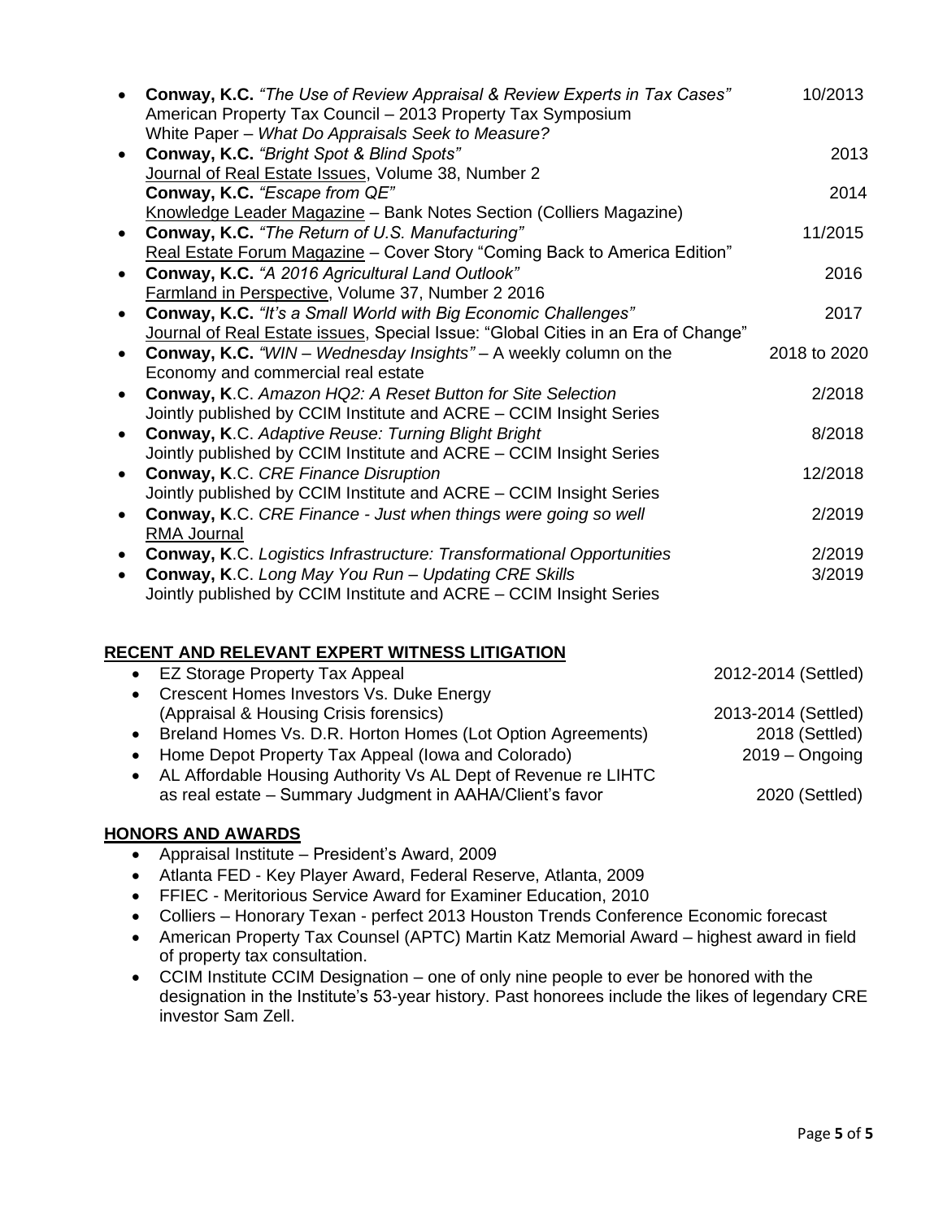- **Conway, K.C.** *"The Use of Review Appraisal & Review Experts in Tax Cases"* 10/2013
  American Property Tax Council – 2013 Property Tax Symposium
  White Paper – *What Do Appraisals Seek to Measure?*
- **Conway, K.C.** *"Bright Spot & Blind Spots"* 2013
  Journal of Real Estate Issues, Volume 38, Number 2
  **Conway, K.C.** *"Escape from QE"* 2014
  Knowledge Leader Magazine – Bank Notes Section (Colliers Magazine)
- **Conway, K.C.** *"The Return of U.S. Manufacturing"* 11/2015
  Real Estate Forum Magazine – Cover Story "Coming Back to America Edition"
- **Conway, K.C.** *"A 2016 Agricultural Land Outlook"* 2016
  Farmland in Perspective, Volume 37, Number 2 2016
- **Conway, K.C.** *"It's a Small World with Big Economic Challenges"* 2017
  Journal of Real Estate issues, Special Issue: "Global Cities in an Era of Change"
- **Conway, K.C.** *"WIN – Wednesday Insights"* – A weekly column on the Economy and commercial real estate 2018 to 2020
- **Conway, K**.C. *Amazon HQ2: A Reset Button for Site Selection* 2/2018
  Jointly published by CCIM Institute and ACRE – CCIM Insight Series
- **Conway, K**.C. *Adaptive Reuse: Turning Blight Bright* 8/2018
  Jointly published by CCIM Institute and ACRE – CCIM Insight Series
- **Conway, K**.C. *CRE Finance Disruption* 12/2018
  Jointly published by CCIM Institute and ACRE – CCIM Insight Series
- **Conway, K**.C. *CRE Finance - Just when things were going so well* 2/2019
  RMA Journal
- **Conway, K**.C. *Logistics Infrastructure: Transformational Opportunities* 2/2019
- **Conway, K**.C. *Long May You Run – Updating CRE Skills* 3/2019
  Jointly published by CCIM Institute and ACRE – CCIM Insight Series

## RECENT AND RELEVANT EXPERT WITNESS LITIGATION

- EZ Storage Property Tax Appeal 2012-2014 (Settled)
- Crescent Homes Investors Vs. Duke Energy (Appraisal & Housing Crisis forensics) 2013-2014 (Settled)
- Breland Homes Vs. D.R. Horton Homes (Lot Option Agreements) 2018 (Settled)
- Home Depot Property Tax Appeal (Iowa and Colorado) 2019 – Ongoing
- AL Affordable Housing Authority Vs AL Dept of Revenue re LIHTC as real estate – Summary Judgment in AAHA/Client's favor 2020 (Settled)

## HONORS AND AWARDS

- Appraisal Institute – President's Award, 2009
- Atlanta FED - Key Player Award, Federal Reserve, Atlanta, 2009
- FFIEC - Meritorious Service Award for Examiner Education, 2010
- Colliers – Honorary Texan - perfect 2013 Houston Trends Conference Economic forecast
- American Property Tax Counsel (APTC) Martin Katz Memorial Award – highest award in field of property tax consultation.
- CCIM Institute CCIM Designation – one of only nine people to ever be honored with the designation in the Institute's 53-year history. Past honorees include the likes of legendary CRE investor Sam Zell.